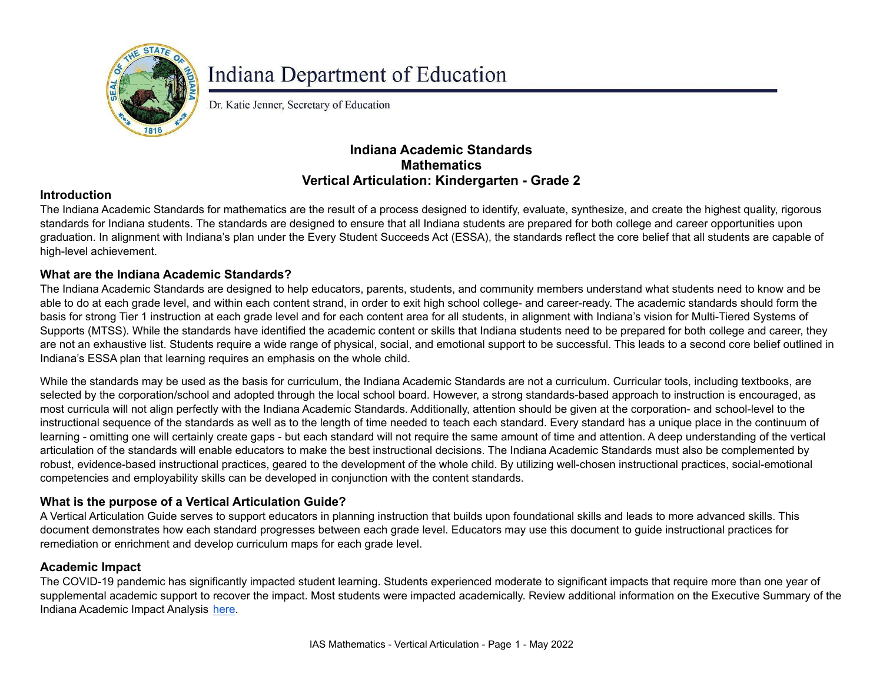Indiana Department of Education

Dr. Katie Jenner, Secretary of Education

# Indiana Academic Standards
# Mathematics
# Vertical Articulation: Kindergarten - Grade 2

## Introduction

The Indiana Academic Standards for mathematics are the result of a process designed to identify, evaluate, synthesize, and create the highest quality, rigorous standards for Indiana students. The standards are designed to ensure that all Indiana students are prepared for both college and career opportunities upon graduation. In alignment with Indiana's plan under the Every Student Succeeds Act (ESSA), the standards reflect the core belief that all students are capable of high-level achievement.

## What are the Indiana Academic Standards?

The Indiana Academic Standards are designed to help educators, parents, students, and community members understand what students need to know and be able to do at each grade level, and within each content strand, in order to exit high school college- and career-ready. The academic standards should form the basis for strong Tier 1 instruction at each grade level and for each content area for all students, in alignment with Indiana's vision for Multi-Tiered Systems of Supports (MTSS). While the standards have identified the academic content or skills that Indiana students need to be prepared for both college and career, they are not an exhaustive list. Students require a wide range of physical, social, and emotional support to be successful. This leads to a second core belief outlined in Indiana's ESSA plan that learning requires an emphasis on the whole child.

While the standards may be used as the basis for curriculum, the Indiana Academic Standards are not a curriculum. Curricular tools, including textbooks, are selected by the corporation/school and adopted through the local school board. However, a strong standards-based approach to instruction is encouraged, as most curricula will not align perfectly with the Indiana Academic Standards. Additionally, attention should be given at the corporation- and school-level to the instructional sequence of the standards as well as to the length of time needed to teach each standard. Every standard has a unique place in the continuum of learning - omitting one will certainly create gaps - but each standard will not require the same amount of time and attention. A deep understanding of the vertical articulation of the standards will enable educators to make the best instructional decisions. The Indiana Academic Standards must also be complemented by robust, evidence-based instructional practices, geared to the development of the whole child. By utilizing well-chosen instructional practices, social-emotional competencies and employability skills can be developed in conjunction with the content standards.

## What is the purpose of a Vertical Articulation Guide?

A Vertical Articulation Guide serves to support educators in planning instruction that builds upon foundational skills and leads to more advanced skills. This document demonstrates how each standard progresses between each grade level. Educators may use this document to guide instructional practices for remediation or enrichment and develop curriculum maps for each grade level.

## Academic Impact

The COVID-19 pandemic has significantly impacted student learning. Students experienced moderate to significant impacts that require more than one year of supplemental academic support to recover the impact. Most students were impacted academically. Review additional information on the Executive Summary of the Indiana Academic Impact Analysis here.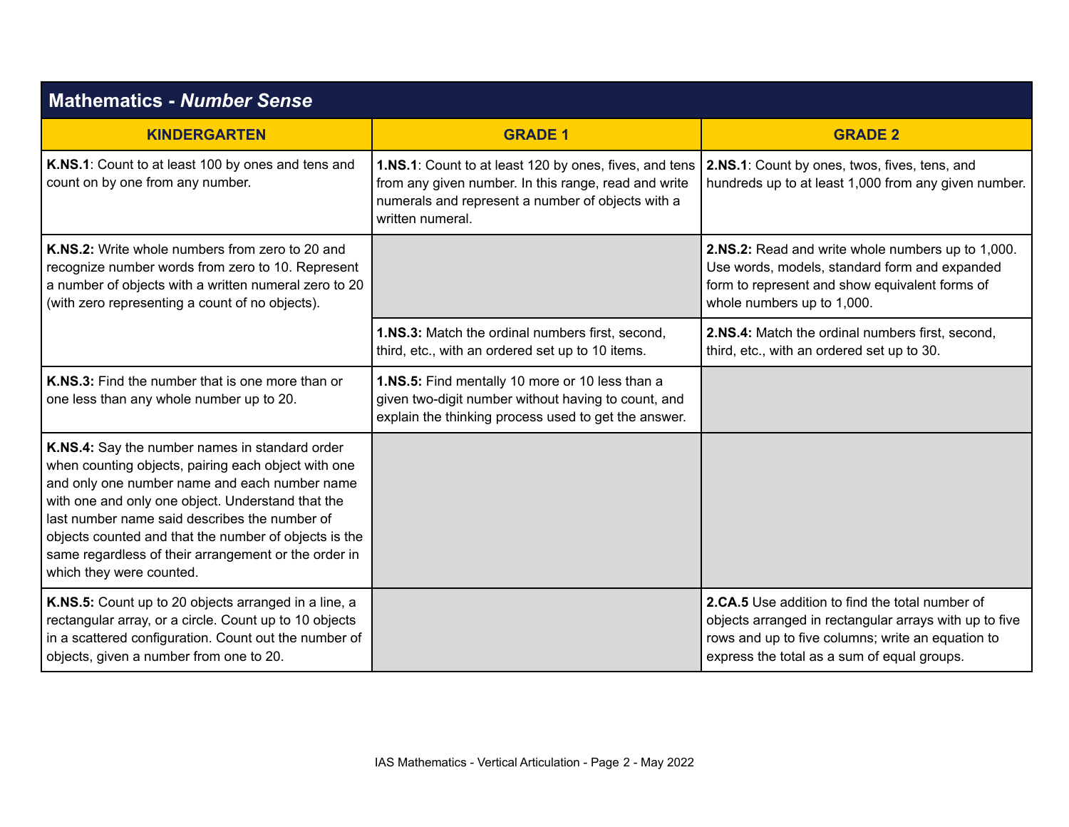## Mathematics - *Number Sense*

| KINDERGARTEN | GRADE 1 | GRADE 2 |
|---|---|---|
| **K.NS.1**: Count to at least 100 by ones and tens and count on by one from any number. | **1.NS.1**: Count to at least 120 by ones, fives, and tens from any given number. In this range, read and write numerals and represent a number of objects with a written numeral. | **2.NS.1**: Count by ones, twos, fives, tens, and hundreds up to at least 1,000 from any given number. |
| **K.NS.2:** Write whole numbers from zero to 20 and recognize number words from zero to 10. Represent a number of objects with a written numeral zero to 20 (with zero representing a count of no objects). | | **2.NS.2:** Read and write whole numbers up to 1,000. Use words, models, standard form and expanded form to represent and show equivalent forms of whole numbers up to 1,000. |
| | **1.NS.3:** Match the ordinal numbers first, second, third, etc., with an ordered set up to 10 items. | **2.NS.4:** Match the ordinal numbers first, second, third, etc., with an ordered set up to 30. |
| **K.NS.3:** Find the number that is one more than or one less than any whole number up to 20. | **1.NS.5:** Find mentally 10 more or 10 less than a given two-digit number without having to count, and explain the thinking process used to get the answer. | |
| **K.NS.4:** Say the number names in standard order when counting objects, pairing each object with one and only one number name and each number name with one and only one object. Understand that the last number name said describes the number of objects counted and that the number of objects is the same regardless of their arrangement or the order in which they were counted. | | |
| **K.NS.5:** Count up to 20 objects arranged in a line, a rectangular array, or a circle. Count up to 10 objects in a scattered configuration. Count out the number of objects, given a number from one to 20. | | **2.CA.5** Use addition to find the total number of objects arranged in rectangular arrays with up to five rows and up to five columns; write an equation to express the total as a sum of equal groups. |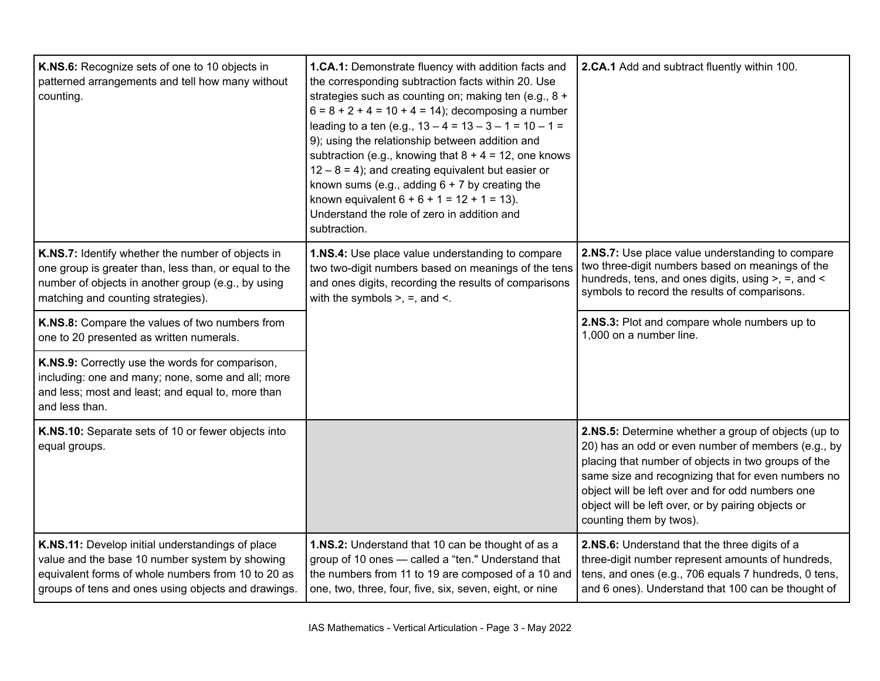| | | |
|---|---|---|
| **K.NS.6:** Recognize sets of one to 10 objects in patterned arrangements and tell how many without counting. | **1.CA.1:** Demonstrate fluency with addition facts and the corresponding subtraction facts within 20. Use strategies such as counting on; making ten (e.g., 8 + 6 = 8 + 2 + 4 = 10 + 4 = 14); decomposing a number leading to a ten (e.g., 13 – 4 = 13 – 3 – 1 = 10 – 1 = 9); using the relationship between addition and subtraction (e.g., knowing that 8 + 4 = 12, one knows 12 – 8 = 4); and creating equivalent but easier or known sums (e.g., adding 6 + 7 by creating the known equivalent 6 + 6 + 1 = 12 + 1 = 13). Understand the role of zero in addition and subtraction. | **2.CA.1** Add and subtract fluently within 100. |
| **K.NS.7:** Identify whether the number of objects in one group is greater than, less than, or equal to the number of objects in another group (e.g., by using matching and counting strategies). | **1.NS.4:** Use place value understanding to compare two two-digit numbers based on meanings of the tens and ones digits, recording the results of comparisons with the symbols >, =, and <. | **2.NS.7:** Use place value understanding to compare two three-digit numbers based on meanings of the hundreds, tens, and ones digits, using >, =, and < symbols to record the results of comparisons. |
| **K.NS.8:** Compare the values of two numbers from one to 20 presented as written numerals. | | **2.NS.3:** Plot and compare whole numbers up to 1,000 on a number line. |
| **K.NS.9:** Correctly use the words for comparison, including: one and many; none, some and all; more and less; most and least; and equal to, more than and less than. | | |
| **K.NS.10:** Separate sets of 10 or fewer objects into equal groups. | | **2.NS.5:** Determine whether a group of objects (up to 20) has an odd or even number of members (e.g., by placing that number of objects in two groups of the same size and recognizing that for even numbers no object will be left over and for odd numbers one object will be left over, or by pairing objects or counting them by twos). |
| **K.NS.11:** Develop initial understandings of place value and the base 10 number system by showing equivalent forms of whole numbers from 10 to 20 as groups of tens and ones using objects and drawings. | **1.NS.2:** Understand that 10 can be thought of as a group of 10 ones — called a "ten." Understand that the numbers from 11 to 19 are composed of a 10 and one, two, three, four, five, six, seven, eight, or nine | **2.NS.6:** Understand that the three digits of a three-digit number represent amounts of hundreds, tens, and ones (e.g., 706 equals 7 hundreds, 0 tens, and 6 ones). Understand that 100 can be thought of |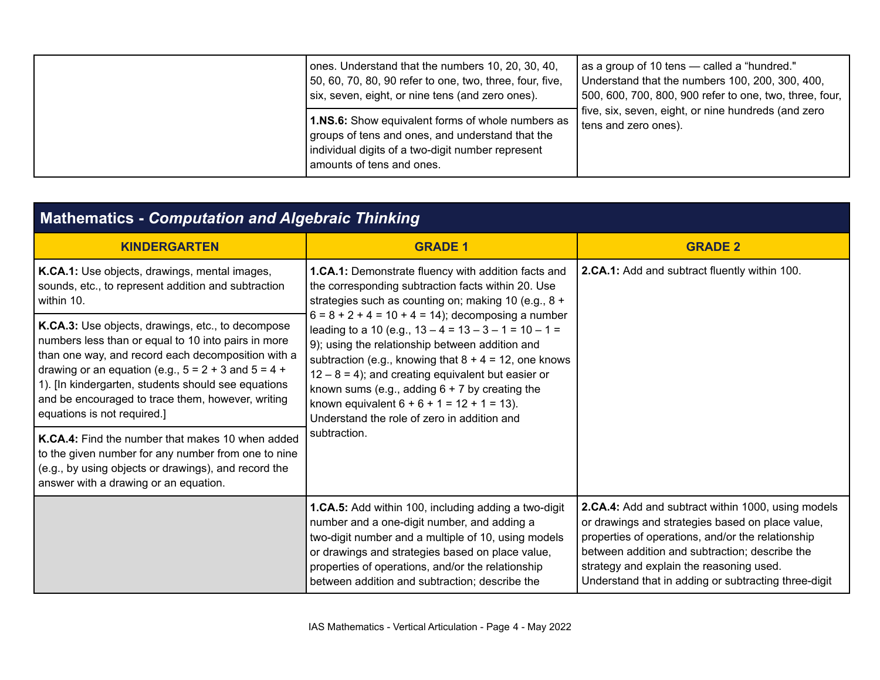| | | |
|---|---|---|
| | ones. Understand that the numbers 10, 20, 30, 40, 50, 60, 70, 80, 90 refer to one, two, three, four, five, six, seven, eight, or nine tens (and zero ones). | as a group of 10 tens — called a "hundred." Understand that the numbers 100, 200, 300, 400, 500, 600, 700, 800, 900 refer to one, two, three, four, five, six, seven, eight, or nine hundreds (and zero tens and zero ones). |
| | **1.NS.6:** Show equivalent forms of whole numbers as groups of tens and ones, and understand that the individual digits of a two-digit number represent amounts of tens and ones. | |

## Mathematics - *Computation and Algebraic Thinking*

| KINDERGARTEN | GRADE 1 | GRADE 2 |
|---|---|---|
| **K.CA.1:** Use objects, drawings, mental images, sounds, etc., to represent addition and subtraction within 10. | **1.CA.1:** Demonstrate fluency with addition facts and the corresponding subtraction facts within 20. Use strategies such as counting on; making 10 (e.g., 8 + 6 = 8 + 2 + 4 = 10 + 4 = 14); decomposing a number leading to a 10 (e.g., 13 – 4 = 13 – 3 – 1 = 10 – 1 = 9); using the relationship between addition and subtraction (e.g., knowing that 8 + 4 = 12, one knows 12 – 8 = 4); and creating equivalent but easier or known sums (e.g., adding 6 + 7 by creating the known equivalent 6 + 6 + 1 = 12 + 1 = 13). Understand the role of zero in addition and subtraction. | **2.CA.1:** Add and subtract fluently within 100. |
| **K.CA.3:** Use objects, drawings, etc., to decompose numbers less than or equal to 10 into pairs in more than one way, and record each decomposition with a drawing or an equation (e.g., 5 = 2 + 3 and 5 = 4 + 1). [In kindergarten, students should see equations and be encouraged to trace them, however, writing equations is not required.] | | |
| **K.CA.4:** Find the number that makes 10 when added to the given number for any number from one to nine (e.g., by using objects or drawings), and record the answer with a drawing or an equation. | | |
| | **1.CA.5:** Add within 100, including adding a two-digit number and a one-digit number, and adding a two-digit number and a multiple of 10, using models or drawings and strategies based on place value, properties of operations, and/or the relationship between addition and subtraction; describe the | **2.CA.4:** Add and subtract within 1000, using models or drawings and strategies based on place value, properties of operations, and/or the relationship between addition and subtraction; describe the strategy and explain the reasoning used. Understand that in adding or subtracting three-digit |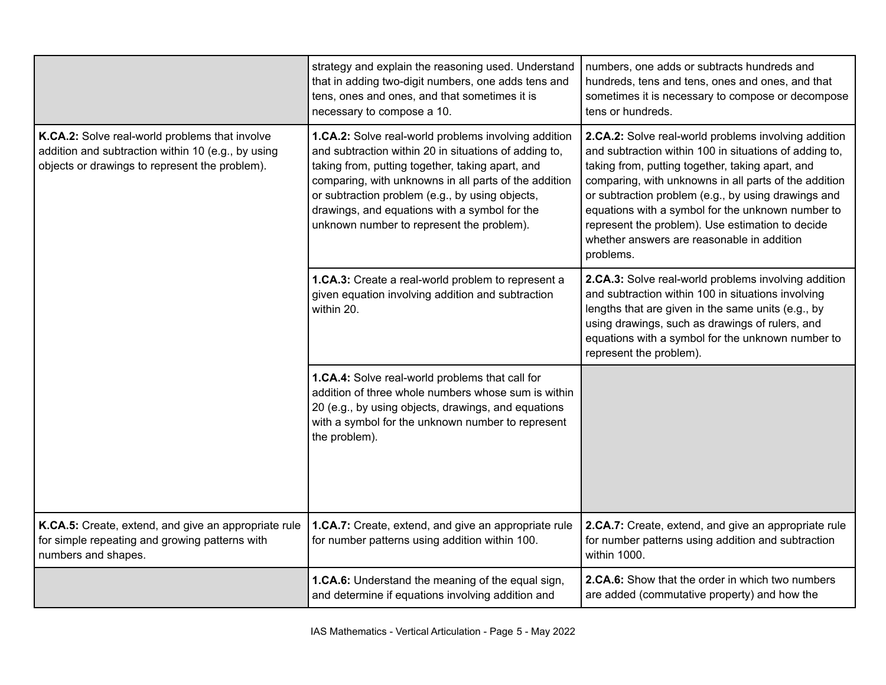| | | |
|---|---|---|
| | strategy and explain the reasoning used. Understand that in adding two-digit numbers, one adds tens and tens, ones and ones, and that sometimes it is necessary to compose a 10. | numbers, one adds or subtracts hundreds and hundreds, tens and tens, ones and ones, and that sometimes it is necessary to compose or decompose tens or hundreds. |
| **K.CA.2:** Solve real-world problems that involve addition and subtraction within 10 (e.g., by using objects or drawings to represent the problem). | **1.CA.2:** Solve real-world problems involving addition and subtraction within 20 in situations of adding to, taking from, putting together, taking apart, and comparing, with unknowns in all parts of the addition or subtraction problem (e.g., by using objects, drawings, and equations with a symbol for the unknown number to represent the problem). | **2.CA.2:** Solve real-world problems involving addition and subtraction within 100 in situations of adding to, taking from, putting together, taking apart, and comparing, with unknowns in all parts of the addition or subtraction problem (e.g., by using drawings and equations with a symbol for the unknown number to represent the problem). Use estimation to decide whether answers are reasonable in addition problems. |
| | **1.CA.3:** Create a real-world problem to represent a given equation involving addition and subtraction within 20. | **2.CA.3:** Solve real-world problems involving addition and subtraction within 100 in situations involving lengths that are given in the same units (e.g., by using drawings, such as drawings of rulers, and equations with a symbol for the unknown number to represent the problem). |
| | **1.CA.4:** Solve real-world problems that call for addition of three whole numbers whose sum is within 20 (e.g., by using objects, drawings, and equations with a symbol for the unknown number to represent the problem). | |
| **K.CA.5:** Create, extend, and give an appropriate rule for simple repeating and growing patterns with numbers and shapes. | **1.CA.7:** Create, extend, and give an appropriate rule for number patterns using addition within 100. | **2.CA.7:** Create, extend, and give an appropriate rule for number patterns using addition and subtraction within 1000. |
| | **1.CA.6:** Understand the meaning of the equal sign, and determine if equations involving addition and | **2.CA.6:** Show that the order in which two numbers are added (commutative property) and how the |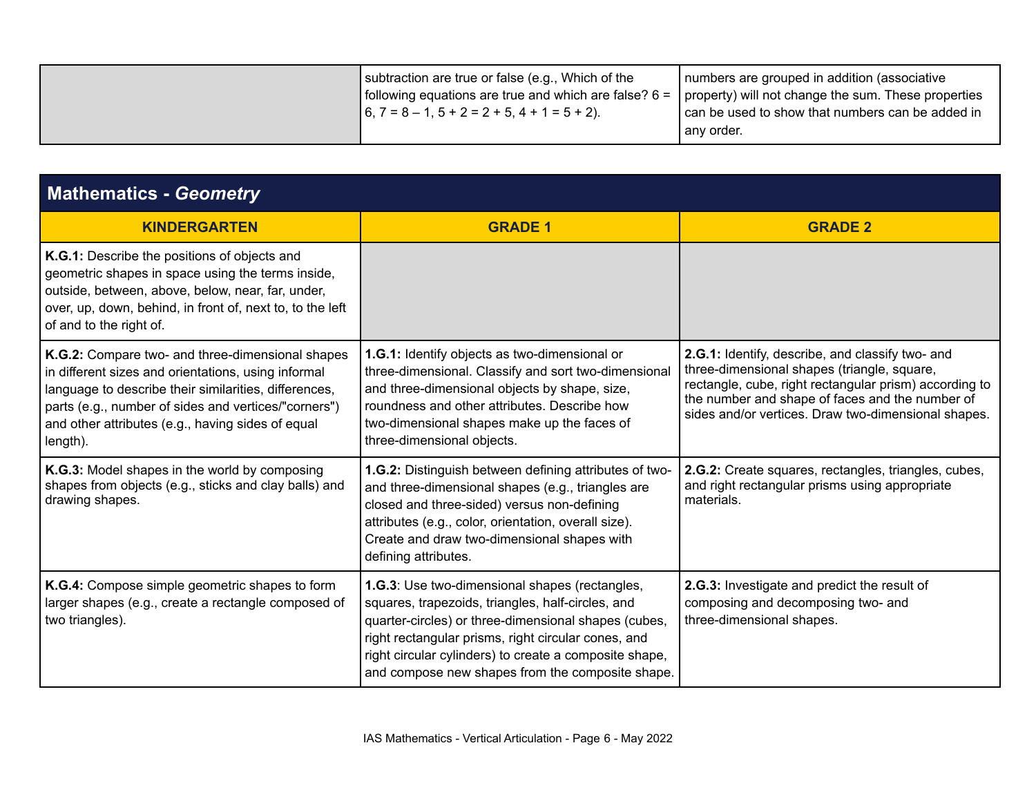| | | |
|---|---|---|
| | subtraction are true or false (e.g., Which of the following equations are true and which are false? 6 = 6, 7 = 8 – 1, 5 + 2 = 2 + 5, 4 + 1 = 5 + 2). | numbers are grouped in addition (associative property) will not change the sum. These properties can be used to show that numbers can be added in any order. |

## Mathematics - *Geometry*

| KINDERGARTEN | GRADE 1 | GRADE 2 |
|---|---|---|
| **K.G.1:** Describe the positions of objects and geometric shapes in space using the terms inside, outside, between, above, below, near, far, under, over, up, down, behind, in front of, next to, to the left of and to the right of. | | |
| **K.G.2:** Compare two- and three-dimensional shapes in different sizes and orientations, using informal language to describe their similarities, differences, parts (e.g., number of sides and vertices/"corners") and other attributes (e.g., having sides of equal length). | **1.G.1:** Identify objects as two-dimensional or three-dimensional. Classify and sort two-dimensional and three-dimensional objects by shape, size, roundness and other attributes. Describe how two-dimensional shapes make up the faces of three-dimensional objects. | **2.G.1:** Identify, describe, and classify two- and three-dimensional shapes (triangle, square, rectangle, cube, right rectangular prism) according to the number and shape of faces and the number of sides and/or vertices. Draw two-dimensional shapes. |
| **K.G.3:** Model shapes in the world by composing shapes from objects (e.g., sticks and clay balls) and drawing shapes. | **1.G.2:** Distinguish between defining attributes of two- and three-dimensional shapes (e.g., triangles are closed and three-sided) versus non-defining attributes (e.g., color, orientation, overall size). Create and draw two-dimensional shapes with defining attributes. | **2.G.2:** Create squares, rectangles, triangles, cubes, and right rectangular prisms using appropriate materials. |
| **K.G.4:** Compose simple geometric shapes to form larger shapes (e.g., create a rectangle composed of two triangles). | **1.G.3**: Use two-dimensional shapes (rectangles, squares, trapezoids, triangles, half-circles, and quarter-circles) or three-dimensional shapes (cubes, right rectangular prisms, right circular cones, and right circular cylinders) to create a composite shape, and compose new shapes from the composite shape. | **2.G.3:** Investigate and predict the result of composing and decomposing two- and three-dimensional shapes. |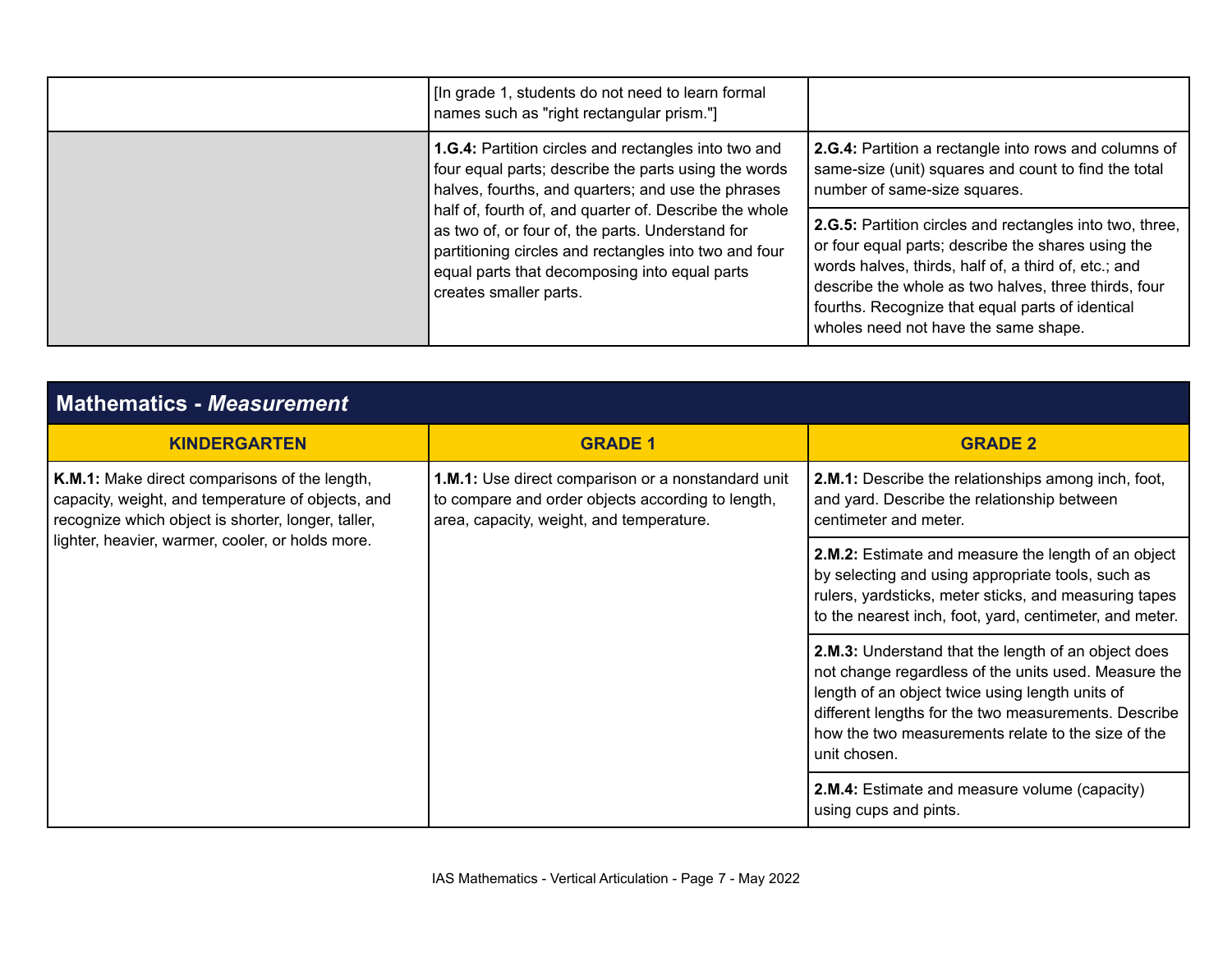| | | |
|---|---|---|
| | [In grade 1, students do not need to learn formal names such as "right rectangular prism."] | |
| | **1.G.4:** Partition circles and rectangles into two and four equal parts; describe the parts using the words halves, fourths, and quarters; and use the phrases half of, fourth of, and quarter of. Describe the whole as two of, or four of, the parts. Understand for partitioning circles and rectangles into two and four equal parts that decomposing into equal parts creates smaller parts. | **2.G.4:** Partition a rectangle into rows and columns of same-size (unit) squares and count to find the total number of same-size squares. |
| | | **2.G.5:** Partition circles and rectangles into two, three, or four equal parts; describe the shares using the words halves, thirds, half of, a third of, etc.; and describe the whole as two halves, three thirds, four fourths. Recognize that equal parts of identical wholes need not have the same shape. |

## Mathematics - *Measurement*

| KINDERGARTEN | GRADE 1 | GRADE 2 |
|---|---|---|
| **K.M.1:** Make direct comparisons of the length, capacity, weight, and temperature of objects, and recognize which object is shorter, longer, taller, lighter, heavier, warmer, cooler, or holds more. | **1.M.1:** Use direct comparison or a nonstandard unit to compare and order objects according to length, area, capacity, weight, and temperature. | **2.M.1:** Describe the relationships among inch, foot, and yard. Describe the relationship between centimeter and meter. |
| | | **2.M.2:** Estimate and measure the length of an object by selecting and using appropriate tools, such as rulers, yardsticks, meter sticks, and measuring tapes to the nearest inch, foot, yard, centimeter, and meter. |
| | | **2.M.3:** Understand that the length of an object does not change regardless of the units used. Measure the length of an object twice using length units of different lengths for the two measurements. Describe how the two measurements relate to the size of the unit chosen. |
| | | **2.M.4:** Estimate and measure volume (capacity) using cups and pints. |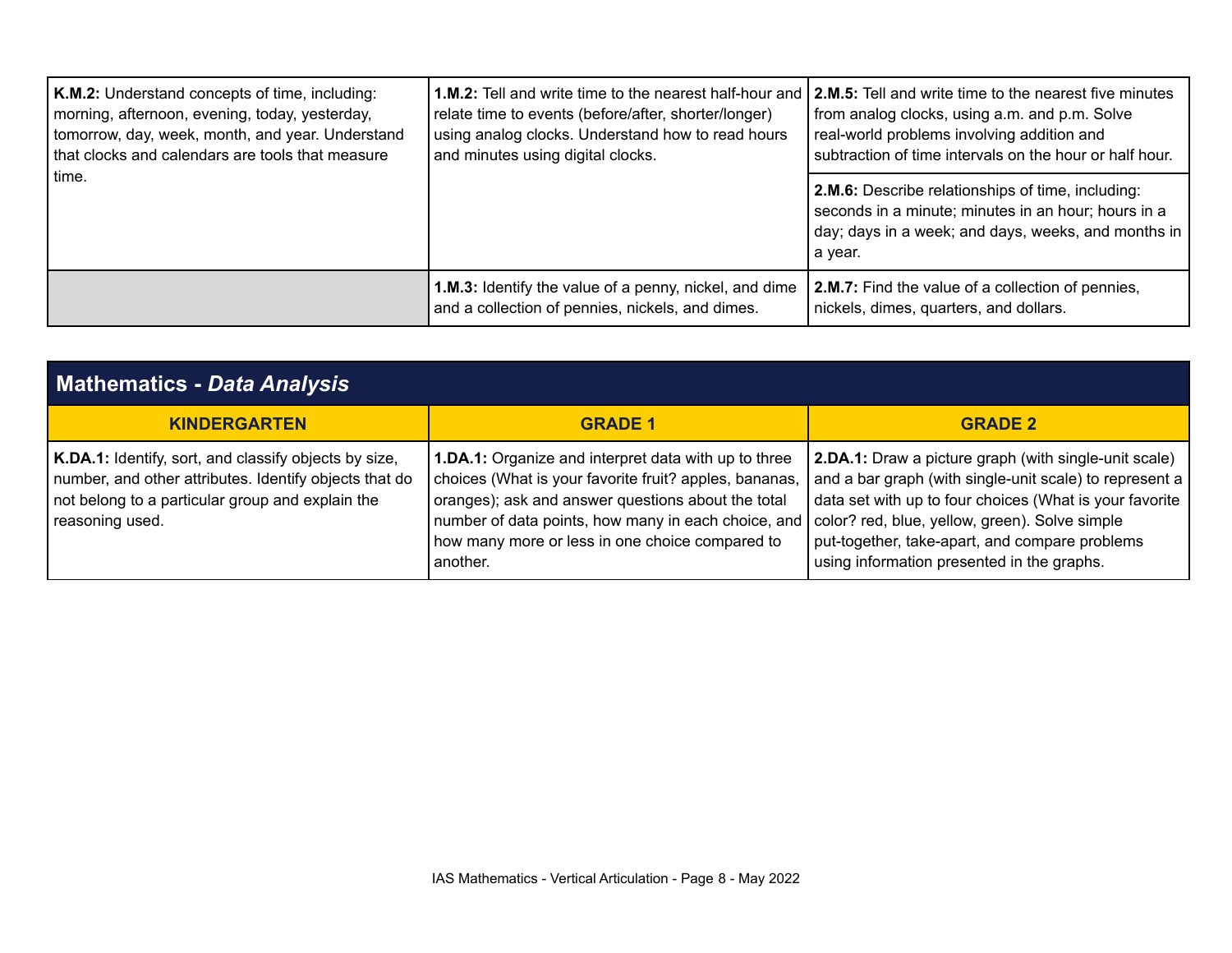| | | |
|---|---|---|
| **K.M.2:** Understand concepts of time, including: morning, afternoon, evening, today, yesterday, tomorrow, day, week, month, and year. Understand that clocks and calendars are tools that measure time. | **1.M.2:** Tell and write time to the nearest half-hour and relate time to events (before/after, shorter/longer) using analog clocks. Understand how to read hours and minutes using digital clocks. | **2.M.5:** Tell and write time to the nearest five minutes from analog clocks, using a.m. and p.m. Solve real-world problems involving addition and subtraction of time intervals on the hour or half hour. |
| | | **2.M.6:** Describe relationships of time, including: seconds in a minute; minutes in an hour; hours in a day; days in a week; and days, weeks, and months in a year. |
| | **1.M.3:** Identify the value of a penny, nickel, and dime and a collection of pennies, nickels, and dimes. | **2.M.7:** Find the value of a collection of pennies, nickels, dimes, quarters, and dollars. |

## Mathematics - *Data Analysis*

| KINDERGARTEN | GRADE 1 | GRADE 2 |
|---|---|---|
| **K.DA.1:** Identify, sort, and classify objects by size, number, and other attributes. Identify objects that do not belong to a particular group and explain the reasoning used. | **1.DA.1:** Organize and interpret data with up to three choices (What is your favorite fruit? apples, bananas, oranges); ask and answer questions about the total number of data points, how many in each choice, and how many more or less in one choice compared to another. | **2.DA.1:** Draw a picture graph (with single-unit scale) and a bar graph (with single-unit scale) to represent a data set with up to four choices (What is your favorite color? red, blue, yellow, green). Solve simple put-together, take-apart, and compare problems using information presented in the graphs. |